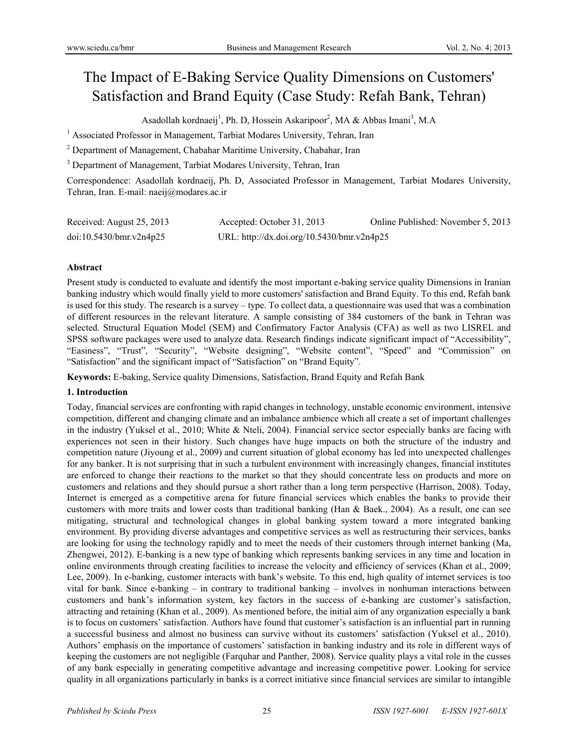# The Impact of E-Baking Service Quality Dimensions on Customers' Satisfaction and Brand Equity (Case Study: Refah Bank, Tehran)

Asadollah kordnaeij[1], Ph. D, Hossein Askaripoor[2], MA & Abbas Imani[3], M.A

[1] Associated Professor in Management, Tarbiat Modares University, Tehran, Iran

[2] Department of Management, Chabahar Maritime University, Chabahar, Iran

[3] Department of Management, Tarbiat Modares University, Tehran, Iran

Correspondence: Asadollah kordnaeij, Ph. D, Associated Professor in Management, Tarbiat Modares University, Tehran, Iran. E-mail: naeij@modares.ac.ir

Received: August 25, 2013 Accepted: October 31, 2013 Online Published: November 5, 2013

doi:10.5430/bmr.v2n4p25 URL: http://dx.doi.org/10.5430/bmr.v2n4p25

## Abstract

Present study is conducted to evaluate and identify the most important e-baking service quality Dimensions in Iranian banking industry which would finally yield to more customers' satisfaction and Brand Equity. To this end, Refah bank is used for this study. The research is a survey – type. To collect data, a questionnaire was used that was a combination of different resources in the relevant literature. A sample consisting of 384 customers of the bank in Tehran was selected. Structural Equation Model (SEM) and Confirmatory Factor Analysis (CFA) as well as two LISREL and SPSS software packages were used to analyze data. Research findings indicate significant impact of "Accessibility", "Easiness", "Trust", "Security", "Website designing", "Website content", "Speed" and "Commission" on "Satisfaction" and the significant impact of "Satisfaction" on "Brand Equity".

**Keywords:** E-baking, Service quality Dimensions, Satisfaction, Brand Equity and Refah Bank

## 1. Introduction

Today, financial services are confronting with rapid changes in technology, unstable economic environment, intensive competition, different and changing climate and an imbalance ambience which all create a set of important challenges in the industry (Yuksel et al., 2010; White & Nteli, 2004). Financial service sector especially banks are facing with experiences not seen in their history. Such changes have huge impacts on both the structure of the industry and competition nature (Jiyoung et al., 2009) and current situation of global economy has led into unexpected challenges for any banker. It is not surprising that in such a turbulent environment with increasingly changes, financial institutes are enforced to change their reactions to the market so that they should concentrate less on products and more on customers and relations and they should pursue a short rather than a long term perspective (Harrison, 2008). Today, Internet is emerged as a competitive arena for future financial services which enables the banks to provide their customers with more traits and lower costs than traditional banking (Han & Baek., 2004). As a result, one can see mitigating, structural and technological changes in global banking system toward a more integrated banking environment. By providing diverse advantages and competitive services as well as restructuring their services, banks are looking for using the technology rapidly and to meet the needs of their customers through internet banking (Ma, Zhengwei, 2012). E-banking is a new type of banking which represents banking services in any time and location in online environments through creating facilities to increase the velocity and efficiency of services (Khan et al., 2009; Lee, 2009). In e-banking, customer interacts with bank's website. To this end, high quality of internet services is too vital for bank. Since e-banking – in contrary to traditional banking – involves in nonhuman interactions between customers and bank's information system, key factors in the success of e-banking are customer's satisfaction, attracting and retaining (Khan et al., 2009). As mentioned before, the initial aim of any organization especially a bank is to focus on customers' satisfaction. Authors have found that customer's satisfaction is an influential part in running a successful business and almost no business can survive without its customers' satisfaction (Yuksel et al., 2010). Authors' emphasis on the importance of customers' satisfaction in banking industry and its role in different ways of keeping the customers are not negligible (Farquhar and Panther, 2008). Service quality plays a vital role in the cusses of any bank especially in generating competitive advantage and increasing competitive power. Looking for service quality in all organizations particularly in banks is a correct initiative since financial services are similar to intangible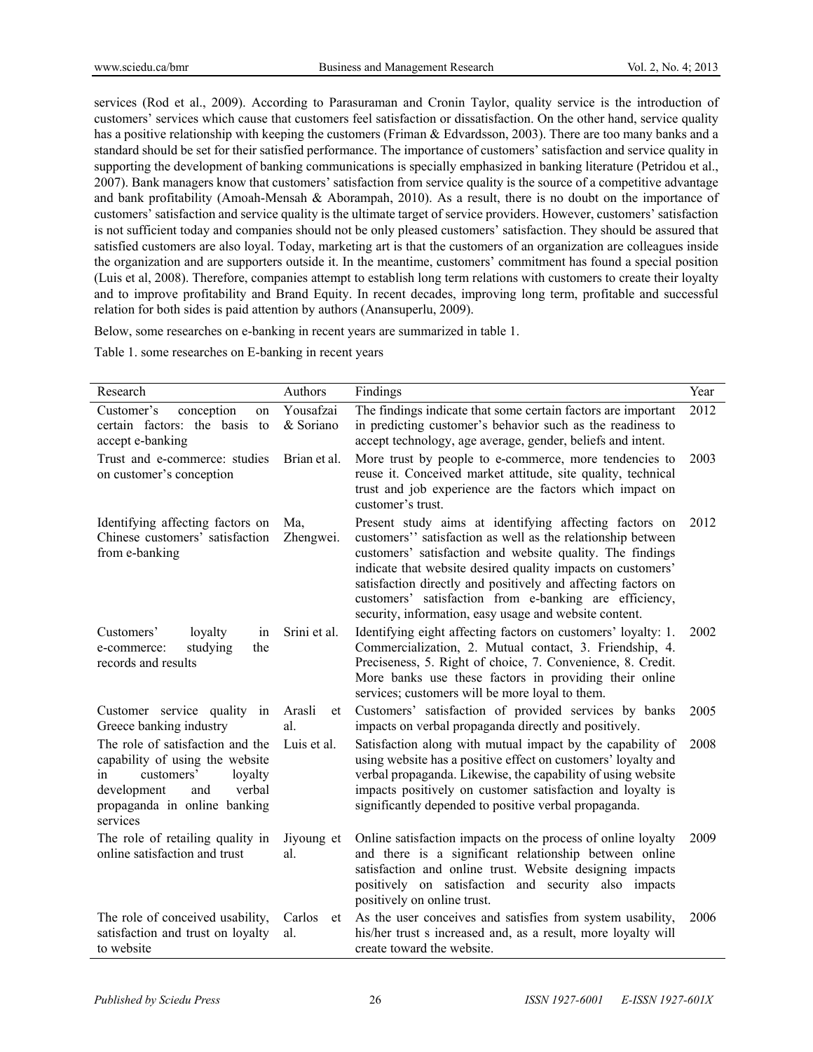services (Rod et al., 2009). According to Parasuraman and Cronin Taylor, quality service is the introduction of customers' services which cause that customers feel satisfaction or dissatisfaction. On the other hand, service quality has a positive relationship with keeping the customers (Friman & Edvardsson, 2003). There are too many banks and a standard should be set for their satisfied performance. The importance of customers' satisfaction and service quality in supporting the development of banking communications is specially emphasized in banking literature (Petridou et al., 2007). Bank managers know that customers' satisfaction from service quality is the source of a competitive advantage and bank profitability (Amoah-Mensah & Aborampah, 2010). As a result, there is no doubt on the importance of customers' satisfaction and service quality is the ultimate target of service providers. However, customers' satisfaction is not sufficient today and companies should not be only pleased customers' satisfaction. They should be assured that satisfied customers are also loyal. Today, marketing art is that the customers of an organization are colleagues inside the organization and are supporters outside it. In the meantime, customers' commitment has found a special position (Luis et al, 2008). Therefore, companies attempt to establish long term relations with customers to create their loyalty and to improve profitability and Brand Equity. In recent decades, improving long term, profitable and successful relation for both sides is paid attention by authors (Anansuperlu, 2009).

Below, some researches on e-banking in recent years are summarized in table 1.

Table 1. some researches on E-banking in recent years

| Research | Authors | Findings | Year |
|---|---|---|---|
| Customer's conception on certain factors: the basis to accept e-banking | Yousafzai & Soriano | The findings indicate that some certain factors are important in predicting customer's behavior such as the readiness to accept technology, age average, gender, beliefs and intent. | 2012 |
| Trust and e-commerce: studies on customer's conception | Brian et al. | More trust by people to e-commerce, more tendencies to reuse it. Conceived market attitude, site quality, technical trust and job experience are the factors which impact on customer's trust. | 2003 |
| Identifying affecting factors on Chinese customers' satisfaction from e-banking | Ma, Zhengwei. | Present study aims at identifying affecting factors on customers'' satisfaction as well as the relationship between customers' satisfaction and website quality. The findings indicate that website desired quality impacts on customers' satisfaction directly and positively and affecting factors on customers' satisfaction from e-banking are efficiency, security, information, easy usage and website content. | 2012 |
| Customers' loyalty in e-commerce: studying the records and results | Srini et al. | Identifying eight affecting factors on customers' loyalty: 1. Commercialization, 2. Mutual contact, 3. Friendship, 4. Preciseness, 5. Right of choice, 7. Convenience, 8. Credit. More banks use these factors in providing their online services; customers will be more loyal to them. | 2002 |
| Customer service quality in Greece banking industry | Arasli et al. | Customers' satisfaction of provided services by banks impacts on verbal propaganda directly and positively. | 2005 |
| The role of satisfaction and the capability of using the website in customers' loyalty development and verbal propaganda in online banking services | Luis et al. | Satisfaction along with mutual impact by the capability of using website has a positive effect on customers' loyalty and verbal propaganda. Likewise, the capability of using website impacts positively on customer satisfaction and loyalty is significantly depended to positive verbal propaganda. | 2008 |
| The role of retailing quality in online satisfaction and trust | Jiyoung et al. | Online satisfaction impacts on the process of online loyalty and there is a significant relationship between online satisfaction and online trust. Website designing impacts positively on satisfaction and security also impacts positively on online trust. | 2009 |
| The role of conceived usability, satisfaction and trust on loyalty to website | Carlos et al. | As the user conceives and satisfies from system usability, his/her trust s increased and, as a result, more loyalty will create toward the website. | 2006 |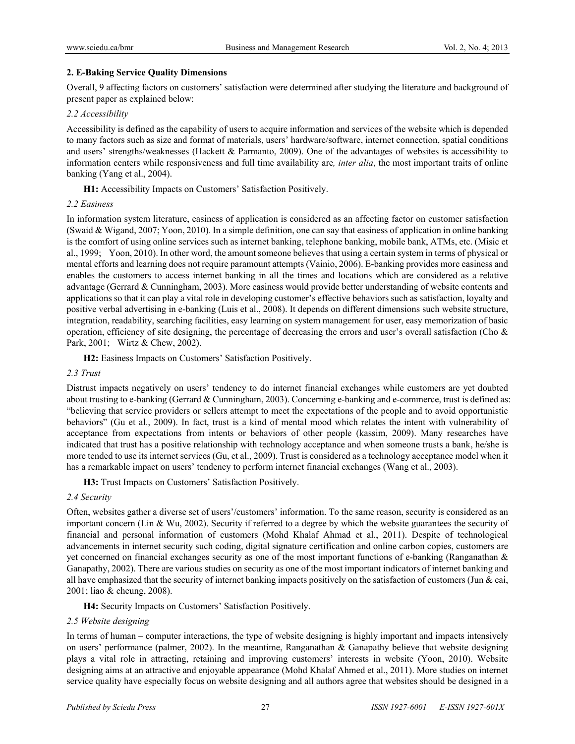## 2. E-Baking Service Quality Dimensions

Overall, 9 affecting factors on customers' satisfaction were determined after studying the literature and background of present paper as explained below:

### *2.2 Accessibility*

Accessibility is defined as the capability of users to acquire information and services of the website which is depended to many factors such as size and format of materials, users' hardware/software, internet connection, spatial conditions and users' strengths/weaknesses (Hackett & Parmanto, 2009). One of the advantages of websites is accessibility to information centers while responsiveness and full time availability are*, inter alia*, the most important traits of online banking (Yang et al., 2004).

**H1:** Accessibility Impacts on Customers' Satisfaction Positively.

### *2.2 Easiness*

In information system literature, easiness of application is considered as an affecting factor on customer satisfaction (Swaid & Wigand, 2007; Yoon, 2010). In a simple definition, one can say that easiness of application in online banking is the comfort of using online services such as internet banking, telephone banking, mobile bank, ATMs, etc. (Misic et al., 1999; Yoon, 2010). In other word, the amount someone believes that using a certain system in terms of physical or mental efforts and learning does not require paramount attempts (Vainio, 2006). E-banking provides more easiness and enables the customers to access internet banking in all the times and locations which are considered as a relative advantage (Gerrard & Cunningham, 2003). More easiness would provide better understanding of website contents and applications so that it can play a vital role in developing customer's effective behaviors such as satisfaction, loyalty and positive verbal advertising in e-banking (Luis et al., 2008). It depends on different dimensions such website structure, integration, readability, searching facilities, easy learning on system management for user, easy memorization of basic operation, efficiency of site designing, the percentage of decreasing the errors and user's overall satisfaction (Cho & Park, 2001; Wirtz & Chew, 2002).

**H2:** Easiness Impacts on Customers' Satisfaction Positively.

### *2.3 Trust*

Distrust impacts negatively on users' tendency to do internet financial exchanges while customers are yet doubted about trusting to e-banking (Gerrard & Cunningham, 2003). Concerning e-banking and e-commerce, trust is defined as: "believing that service providers or sellers attempt to meet the expectations of the people and to avoid opportunistic behaviors" (Gu et al., 2009). In fact, trust is a kind of mental mood which relates the intent with vulnerability of acceptance from expectations from intents or behaviors of other people (kassim, 2009). Many researches have indicated that trust has a positive relationship with technology acceptance and when someone trusts a bank, he/she is more tended to use its internet services (Gu, et al., 2009). Trust is considered as a technology acceptance model when it has a remarkable impact on users' tendency to perform internet financial exchanges (Wang et al., 2003).

**H3:** Trust Impacts on Customers' Satisfaction Positively.

### *2.4 Security*

Often, websites gather a diverse set of users'/customers' information. To the same reason, security is considered as an important concern (Lin & Wu, 2002). Security if referred to a degree by which the website guarantees the security of financial and personal information of customers (Mohd Khalaf Ahmad et al., 2011). Despite of technological advancements in internet security such coding, digital signature certification and online carbon copies, customers are yet concerned on financial exchanges security as one of the most important functions of e-banking (Ranganathan & Ganapathy, 2002). There are various studies on security as one of the most important indicators of internet banking and all have emphasized that the security of internet banking impacts positively on the satisfaction of customers (Jun & cai, 2001; liao & cheung, 2008).

**H4:** Security Impacts on Customers' Satisfaction Positively.

### *2.5 Website designing*

In terms of human – computer interactions, the type of website designing is highly important and impacts intensively on users' performance (palmer, 2002). In the meantime, Ranganathan & Ganapathy believe that website designing plays a vital role in attracting, retaining and improving customers' interests in website (Yoon, 2010). Website designing aims at an attractive and enjoyable appearance (Mohd Khalaf Ahmed et al., 2011). More studies on internet service quality have especially focus on website designing and all authors agree that websites should be designed in a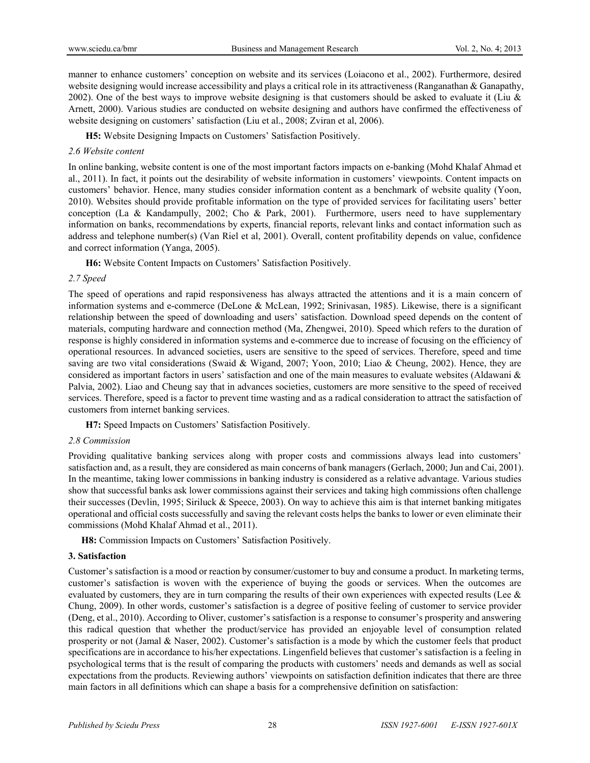manner to enhance customers' conception on website and its services (Loiacono et al., 2002). Furthermore, desired website designing would increase accessibility and plays a critical role in its attractiveness (Ranganathan & Ganapathy, 2002). One of the best ways to improve website designing is that customers should be asked to evaluate it (Liu & Arnett, 2000). Various studies are conducted on website designing and authors have confirmed the effectiveness of website designing on customers' satisfaction (Liu et al., 2008; Zviran et al, 2006).

**H5:** Website Designing Impacts on Customers' Satisfaction Positively.

*2.6 Website content*

In online banking, website content is one of the most important factors impacts on e-banking (Mohd Khalaf Ahmad et al., 2011). In fact, it points out the desirability of website information in customers' viewpoints. Content impacts on customers' behavior. Hence, many studies consider information content as a benchmark of website quality (Yoon, 2010). Websites should provide profitable information on the type of provided services for facilitating users' better conception (La & Kandampully, 2002; Cho & Park, 2001). Furthermore, users need to have supplementary information on banks, recommendations by experts, financial reports, relevant links and contact information such as address and telephone number(s) (Van Riel et al, 2001). Overall, content profitability depends on value, confidence and correct information (Yanga, 2005).

**H6:** Website Content Impacts on Customers' Satisfaction Positively.

*2.7 Speed*

The speed of operations and rapid responsiveness has always attracted the attentions and it is a main concern of information systems and e-commerce (DeLone & McLean, 1992; Srinivasan, 1985). Likewise, there is a significant relationship between the speed of downloading and users' satisfaction. Download speed depends on the content of materials, computing hardware and connection method (Ma, Zhengwei, 2010). Speed which refers to the duration of response is highly considered in information systems and e-commerce due to increase of focusing on the efficiency of operational resources. In advanced societies, users are sensitive to the speed of services. Therefore, speed and time saving are two vital considerations (Swaid & Wigand, 2007; Yoon, 2010; Liao & Cheung, 2002). Hence, they are considered as important factors in users' satisfaction and one of the main measures to evaluate websites (Aldawani & Palvia, 2002). Liao and Cheung say that in advances societies, customers are more sensitive to the speed of received services. Therefore, speed is a factor to prevent time wasting and as a radical consideration to attract the satisfaction of customers from internet banking services.

**H7:** Speed Impacts on Customers' Satisfaction Positively.

*2.8 Commission*

Providing qualitative banking services along with proper costs and commissions always lead into customers' satisfaction and, as a result, they are considered as main concerns of bank managers (Gerlach, 2000; Jun and Cai, 2001). In the meantime, taking lower commissions in banking industry is considered as a relative advantage. Various studies show that successful banks ask lower commissions against their services and taking high commissions often challenge their successes (Devlin, 1995; Siriluck & Speece, 2003). On way to achieve this aim is that internet banking mitigates operational and official costs successfully and saving the relevant costs helps the banks to lower or even eliminate their commissions (Mohd Khalaf Ahmad et al., 2011).

**H8:** Commission Impacts on Customers' Satisfaction Positively.

## 3. Satisfaction

Customer's satisfaction is a mood or reaction by consumer/customer to buy and consume a product. In marketing terms, customer's satisfaction is woven with the experience of buying the goods or services. When the outcomes are evaluated by customers, they are in turn comparing the results of their own experiences with expected results (Lee & Chung, 2009). In other words, customer's satisfaction is a degree of positive feeling of customer to service provider (Deng, et al., 2010). According to Oliver, customer's satisfaction is a response to consumer's prosperity and answering this radical question that whether the product/service has provided an enjoyable level of consumption related prosperity or not (Jamal & Naser, 2002). Customer's satisfaction is a mode by which the customer feels that product specifications are in accordance to his/her expectations. Lingenfield believes that customer's satisfaction is a feeling in psychological terms that is the result of comparing the products with customers' needs and demands as well as social expectations from the products. Reviewing authors' viewpoints on satisfaction definition indicates that there are three main factors in all definitions which can shape a basis for a comprehensive definition on satisfaction: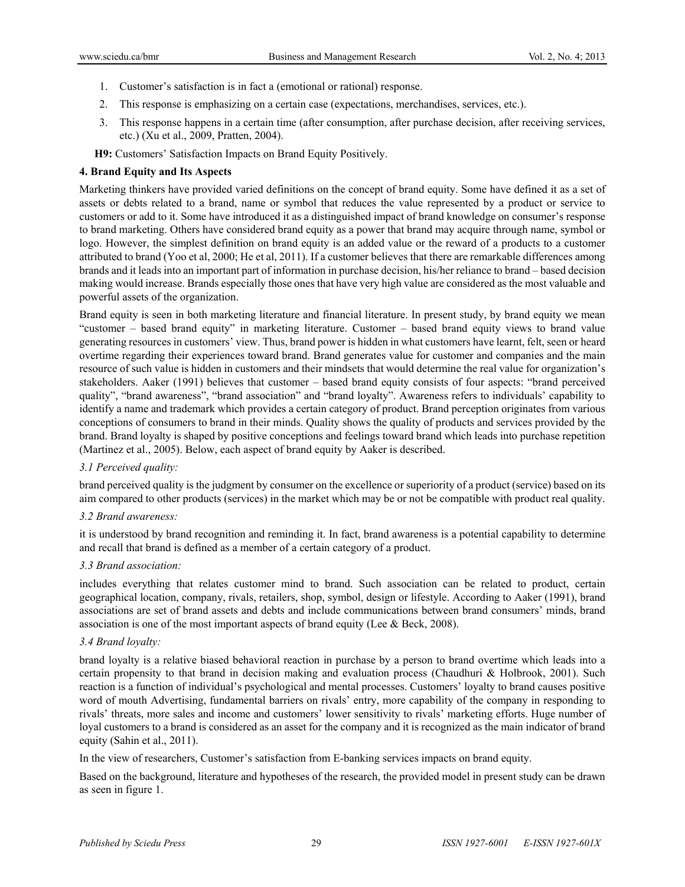1. Customer's satisfaction is in fact a (emotional or rational) response.
2. This response is emphasizing on a certain case (expectations, merchandises, services, etc.).
3. This response happens in a certain time (after consumption, after purchase decision, after receiving services, etc.) (Xu et al., 2009, Pratten, 2004).

**H9:** Customers' Satisfaction Impacts on Brand Equity Positively.

### 4. Brand Equity and Its Aspects

Marketing thinkers have provided varied definitions on the concept of brand equity. Some have defined it as a set of assets or debts related to a brand, name or symbol that reduces the value represented by a product or service to customers or add to it. Some have introduced it as a distinguished impact of brand knowledge on consumer's response to brand marketing. Others have considered brand equity as a power that brand may acquire through name, symbol or logo. However, the simplest definition on brand equity is an added value or the reward of a products to a customer attributed to brand (Yoo et al, 2000; He et al, 2011). If a customer believes that there are remarkable differences among brands and it leads into an important part of information in purchase decision, his/her reliance to brand – based decision making would increase. Brands especially those ones that have very high value are considered as the most valuable and powerful assets of the organization.

Brand equity is seen in both marketing literature and financial literature. In present study, by brand equity we mean "customer – based brand equity" in marketing literature. Customer – based brand equity views to brand value generating resources in customers' view. Thus, brand power is hidden in what customers have learnt, felt, seen or heard overtime regarding their experiences toward brand. Brand generates value for customer and companies and the main resource of such value is hidden in customers and their mindsets that would determine the real value for organization's stakeholders. Aaker (1991) believes that customer – based brand equity consists of four aspects: "brand perceived quality", "brand awareness", "brand association" and "brand loyalty". Awareness refers to individuals' capability to identify a name and trademark which provides a certain category of product. Brand perception originates from various conceptions of consumers to brand in their minds. Quality shows the quality of products and services provided by the brand. Brand loyalty is shaped by positive conceptions and feelings toward brand which leads into purchase repetition (Martinez et al., 2005). Below, each aspect of brand equity by Aaker is described.

#### *3.1 Perceived quality:*

brand perceived quality is the judgment by consumer on the excellence or superiority of a product (service) based on its aim compared to other products (services) in the market which may be or not be compatible with product real quality.

#### *3.2 Brand awareness:*

it is understood by brand recognition and reminding it. In fact, brand awareness is a potential capability to determine and recall that brand is defined as a member of a certain category of a product.

#### *3.3 Brand association:*

includes everything that relates customer mind to brand. Such association can be related to product, certain geographical location, company, rivals, retailers, shop, symbol, design or lifestyle. According to Aaker (1991), brand associations are set of brand assets and debts and include communications between brand consumers' minds, brand association is one of the most important aspects of brand equity (Lee & Beck, 2008).

#### *3.4 Brand loyalty:*

brand loyalty is a relative biased behavioral reaction in purchase by a person to brand overtime which leads into a certain propensity to that brand in decision making and evaluation process (Chaudhuri & Holbrook, 2001). Such reaction is a function of individual's psychological and mental processes. Customers' loyalty to brand causes positive word of mouth Advertising, fundamental barriers on rivals' entry, more capability of the company in responding to rivals' threats, more sales and income and customers' lower sensitivity to rivals' marketing efforts. Huge number of loyal customers to a brand is considered as an asset for the company and it is recognized as the main indicator of brand equity (Sahin et al., 2011).

In the view of researchers, Customer's satisfaction from E-banking services impacts on brand equity.

Based on the background, literature and hypotheses of the research, the provided model in present study can be drawn as seen in figure 1.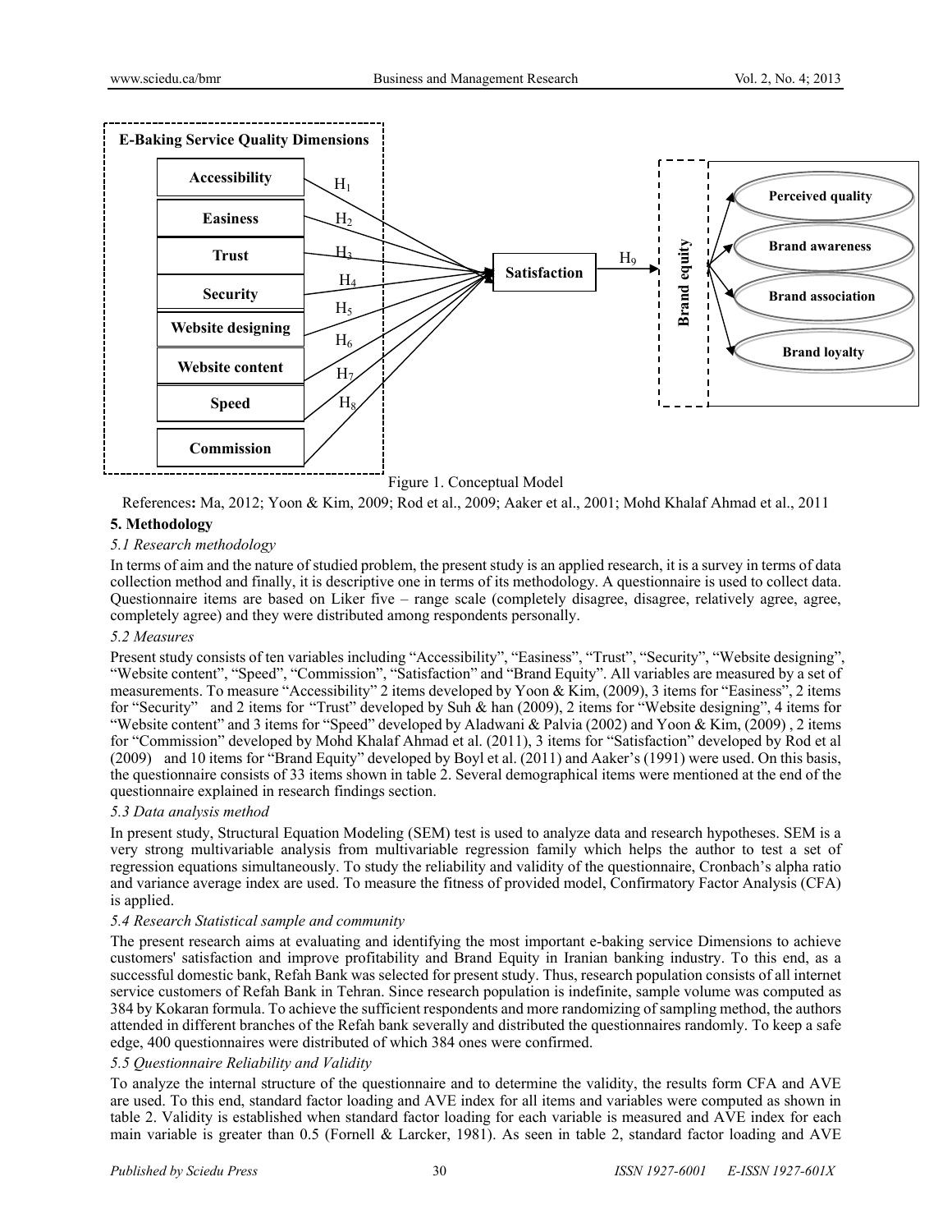Figure 1. Conceptual Model

References**:** Ma, 2012; Yoon & Kim, 2009; Rod et al., 2009; Aaker et al., 2001; Mohd Khalaf Ahmad et al., 2011

## 5. Methodology

### *5.1 Research methodology*

In terms of aim and the nature of studied problem, the present study is an applied research, it is a survey in terms of data collection method and finally, it is descriptive one in terms of its methodology. A questionnaire is used to collect data. Questionnaire items are based on Liker five – range scale (completely disagree, disagree, relatively agree, agree, completely agree) and they were distributed among respondents personally.

### *5.2 Measures*

Present study consists of ten variables including "Accessibility", "Easiness", "Trust", "Security", "Website designing", "Website content", "Speed", "Commission", "Satisfaction" and "Brand Equity". All variables are measured by a set of measurements. To measure "Accessibility" 2 items developed by Yoon & Kim, (2009), 3 items for "Easiness", 2 items for "Security" and 2 items for "Trust" developed by Suh & han (2009), 2 items for "Website designing", 4 items for "Website content" and 3 items for "Speed" developed by Aladwani & Palvia (2002) and Yoon & Kim, (2009) , 2 items for "Commission" developed by Mohd Khalaf Ahmad et al. (2011), 3 items for "Satisfaction" developed by Rod et al (2009) and 10 items for "Brand Equity" developed by Boyl et al. (2011) and Aaker's (1991) were used. On this basis, the questionnaire consists of 33 items shown in table 2. Several demographical items were mentioned at the end of the questionnaire explained in research findings section.

### *5.3 Data analysis method*

In present study, Structural Equation Modeling (SEM) test is used to analyze data and research hypotheses. SEM is a very strong multivariable analysis from multivariable regression family which helps the author to test a set of regression equations simultaneously. To study the reliability and validity of the questionnaire, Cronbach's alpha ratio and variance average index are used. To measure the fitness of provided model, Confirmatory Factor Analysis (CFA) is applied.

### *5.4 Research Statistical sample and community*

The present research aims at evaluating and identifying the most important e-baking service Dimensions to achieve customers' satisfaction and improve profitability and Brand Equity in Iranian banking industry. To this end, as a successful domestic bank, Refah Bank was selected for present study. Thus, research population consists of all internet service customers of Refah Bank in Tehran. Since research population is indefinite, sample volume was computed as 384 by Kokaran formula. To achieve the sufficient respondents and more randomizing of sampling method, the authors attended in different branches of the Refah bank severally and distributed the questionnaires randomly. To keep a safe edge, 400 questionnaires were distributed of which 384 ones were confirmed.

### *5.5 Questionnaire Reliability and Validity*

To analyze the internal structure of the questionnaire and to determine the validity, the results form CFA and AVE are used. To this end, standard factor loading and AVE index for all items and variables were computed as shown in table 2. Validity is established when standard factor loading for each variable is measured and AVE index for each main variable is greater than 0.5 (Fornell & Larcker, 1981). As seen in table 2, standard factor loading and AVE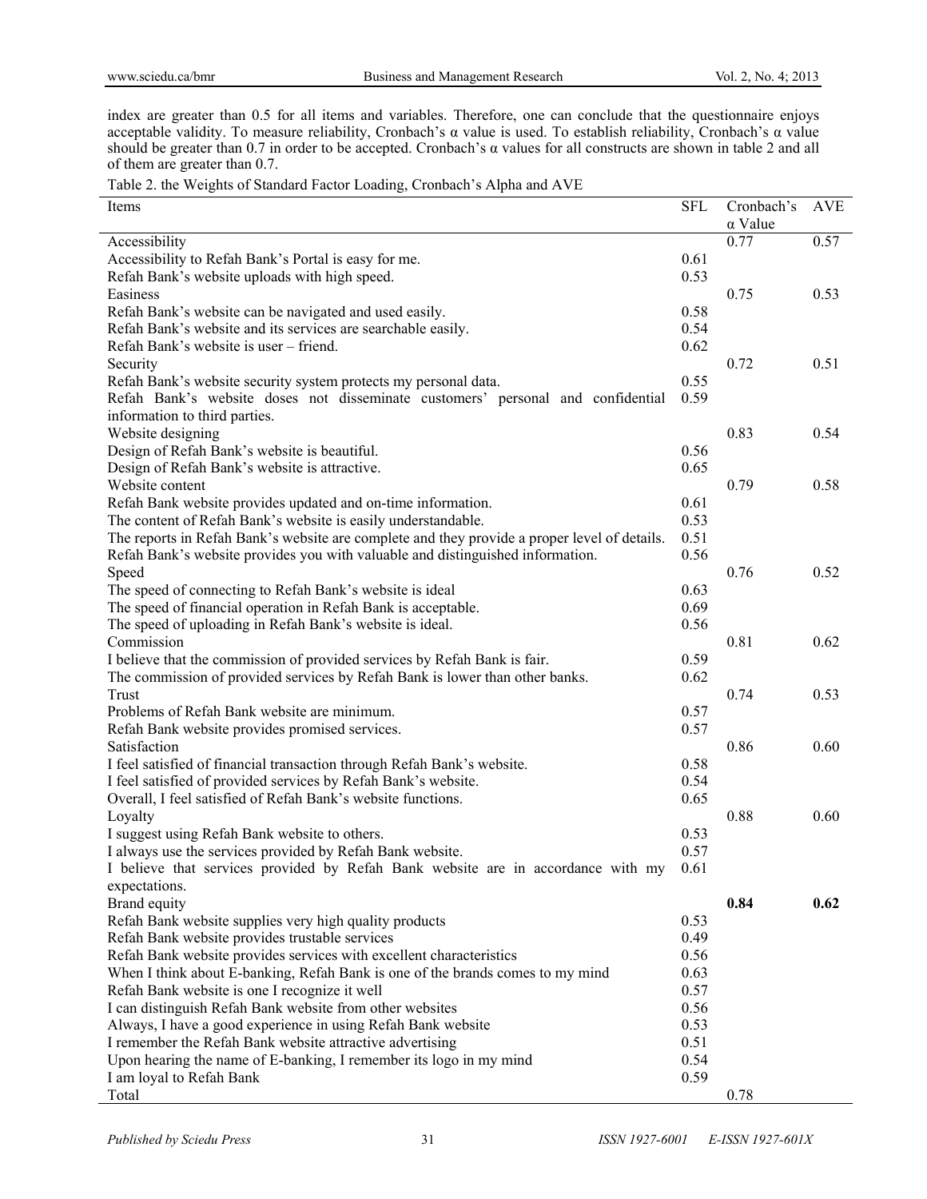index are greater than 0.5 for all items and variables. Therefore, one can conclude that the questionnaire enjoys acceptable validity. To measure reliability, Cronbach's α value is used. To establish reliability, Cronbach's α value should be greater than 0.7 in order to be accepted. Cronbach's α values for all constructs are shown in table 2 and all of them are greater than 0.7.

Table 2. the Weights of Standard Factor Loading, Cronbach's Alpha and AVE

| Items | SFL | Cronbach's α Value | AVE |
|---|---|---|---|
| Accessibility | | 0.77 | 0.57 |
| Accessibility to Refah Bank's Portal is easy for me. | 0.61 | | |
| Refah Bank's website uploads with high speed. | 0.53 | | |
| Easiness | | 0.75 | 0.53 |
| Refah Bank's website can be navigated and used easily. | 0.58 | | |
| Refah Bank's website and its services are searchable easily. | 0.54 | | |
| Refah Bank's website is user – friend. | 0.62 | | |
| Security | | 0.72 | 0.51 |
| Refah Bank's website security system protects my personal data. | 0.55 | | |
| Refah Bank's website doses not disseminate customers' personal and confidential information to third parties. | 0.59 | | |
| Website designing | | 0.83 | 0.54 |
| Design of Refah Bank's website is beautiful. | 0.56 | | |
| Design of Refah Bank's website is attractive. | 0.65 | | |
| Website content | | 0.79 | 0.58 |
| Refah Bank website provides updated and on-time information. | 0.61 | | |
| The content of Refah Bank's website is easily understandable. | 0.53 | | |
| The reports in Refah Bank's website are complete and they provide a proper level of details. | 0.51 | | |
| Refah Bank's website provides you with valuable and distinguished information. | 0.56 | | |
| Speed | | 0.76 | 0.52 |
| The speed of connecting to Refah Bank's website is ideal | 0.63 | | |
| The speed of financial operation in Refah Bank is acceptable. | 0.69 | | |
| The speed of uploading in Refah Bank's website is ideal. | 0.56 | | |
| Commission | | 0.81 | 0.62 |
| I believe that the commission of provided services by Refah Bank is fair. | 0.59 | | |
| The commission of provided services by Refah Bank is lower than other banks. | 0.62 | | |
| Trust | | 0.74 | 0.53 |
| Problems of Refah Bank website are minimum. | 0.57 | | |
| Refah Bank website provides promised services. | 0.57 | | |
| Satisfaction | | 0.86 | 0.60 |
| I feel satisfied of financial transaction through Refah Bank's website. | 0.58 | | |
| I feel satisfied of provided services by Refah Bank's website. | 0.54 | | |
| Overall, I feel satisfied of Refah Bank's website functions. | 0.65 | | |
| Loyalty | | 0.88 | 0.60 |
| I suggest using Refah Bank website to others. | 0.53 | | |
| I always use the services provided by Refah Bank website. | 0.57 | | |
| I believe that services provided by Refah Bank website are in accordance with my expectations. | 0.61 | | |
| Brand equity | | **0.84** | **0.62** |
| Refah Bank website supplies very high quality products | 0.53 | | |
| Refah Bank website provides trustable services | 0.49 | | |
| Refah Bank website provides services with excellent characteristics | 0.56 | | |
| When I think about E-banking, Refah Bank is one of the brands comes to my mind | 0.63 | | |
| Refah Bank website is one I recognize it well | 0.57 | | |
| I can distinguish Refah Bank website from other websites | 0.56 | | |
| Always, I have a good experience in using Refah Bank website | 0.53 | | |
| I remember the Refah Bank website attractive advertising | 0.51 | | |
| Upon hearing the name of E-banking, I remember its logo in my mind | 0.54 | | |
| I am loyal to Refah Bank | 0.59 | | |
| Total | | 0.78 | |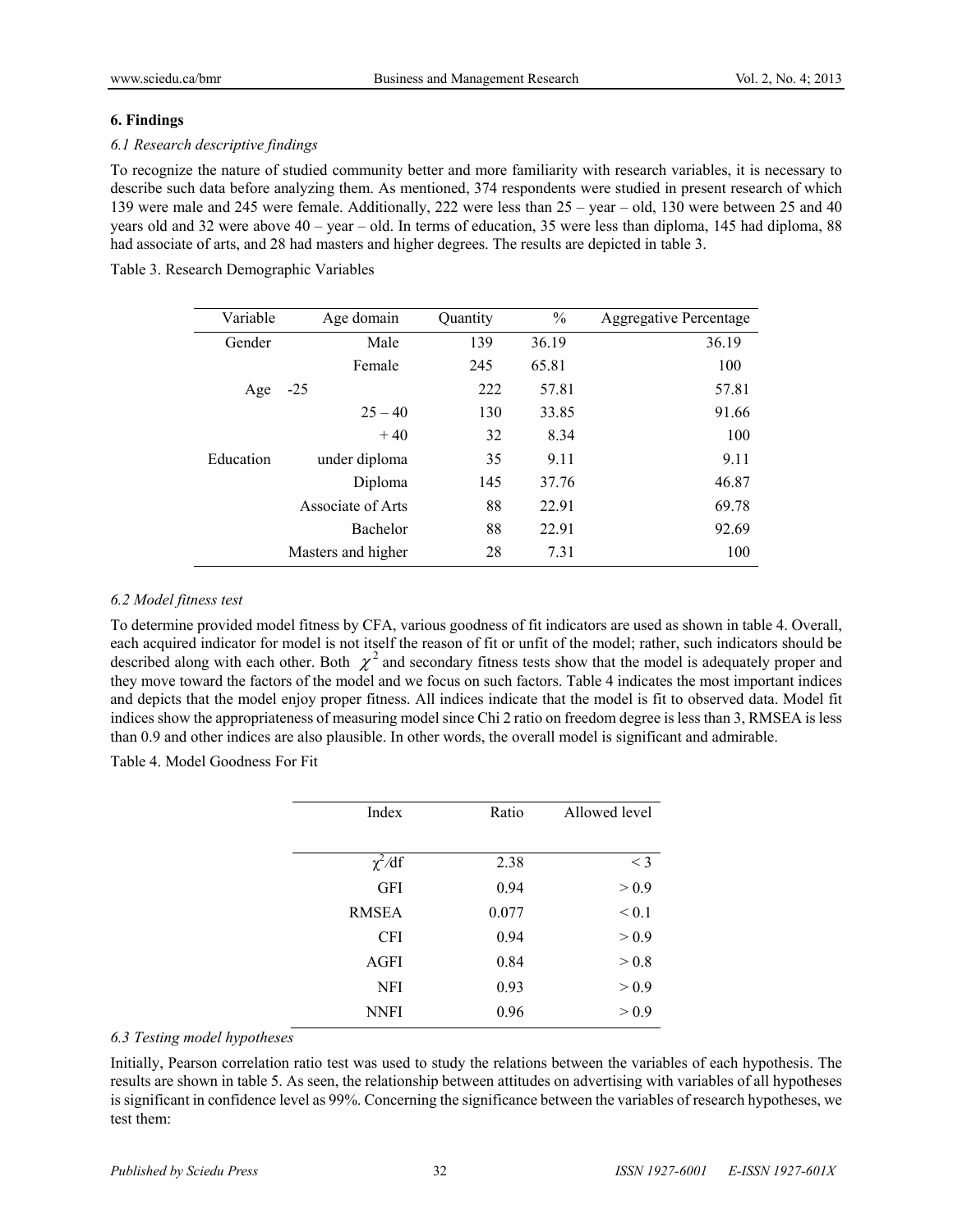## 6. Findings

### *6.1 Research descriptive findings*

To recognize the nature of studied community better and more familiarity with research variables, it is necessary to describe such data before analyzing them. As mentioned, 374 respondents were studied in present research of which 139 were male and 245 were female. Additionally, 222 were less than 25 – year – old, 130 were between 25 and 40 years old and 32 were above 40 – year – old. In terms of education, 35 were less than diploma, 145 had diploma, 88 had associate of arts, and 28 had masters and higher degrees. The results are depicted in table 3.

Table 3. Research Demographic Variables

| Variable | Age domain | Quantity | % | Aggregative Percentage |
|---|---|---|---|---|
| Gender | Male | 139 | 36.19 | 36.19 |
| | Female | 245 | 65.81 | 100 |
| Age | -25 | 222 | 57.81 | 57.81 |
| | 25 – 40 | 130 | 33.85 | 91.66 |
| | + 40 | 32 | 8.34 | 100 |
| Education | under diploma | 35 | 9.11 | 9.11 |
| | Diploma | 145 | 37.76 | 46.87 |
| | Associate of Arts | 88 | 22.91 | 69.78 |
| | Bachelor | 88 | 22.91 | 92.69 |
| | Masters and higher | 28 | 7.31 | 100 |

### *6.2 Model fitness test*

To determine provided model fitness by CFA, various goodness of fit indicators are used as shown in table 4. Overall, each acquired indicator for model is not itself the reason of fit or unfit of the model; rather, such indicators should be described along with each other. Both $\chi^2$ and secondary fitness tests show that the model is adequately proper and they move toward the factors of the model and we focus on such factors. Table 4 indicates the most important indices and depicts that the model enjoy proper fitness. All indices indicate that the model is fit to observed data. Model fit indices show the appropriateness of measuring model since Chi 2 ratio on freedom degree is less than 3, RMSEA is less than 0.9 and other indices are also plausible. In other words, the overall model is significant and admirable.

Table 4. Model Goodness For Fit

| Index | Ratio | Allowed level |
|---|---|---|
| $\chi^2$/df | 2.38 | < 3 |
| GFI | 0.94 | > 0.9 |
| RMSEA | 0.077 | < 0.1 |
| CFI | 0.94 | > 0.9 |
| AGFI | 0.84 | > 0.8 |
| NFI | 0.93 | > 0.9 |
| NNFI | 0.96 | > 0.9 |

### *6.3 Testing model hypotheses*

Initially, Pearson correlation ratio test was used to study the relations between the variables of each hypothesis. The results are shown in table 5. As seen, the relationship between attitudes on advertising with variables of all hypotheses is significant in confidence level as 99%. Concerning the significance between the variables of research hypotheses, we test them: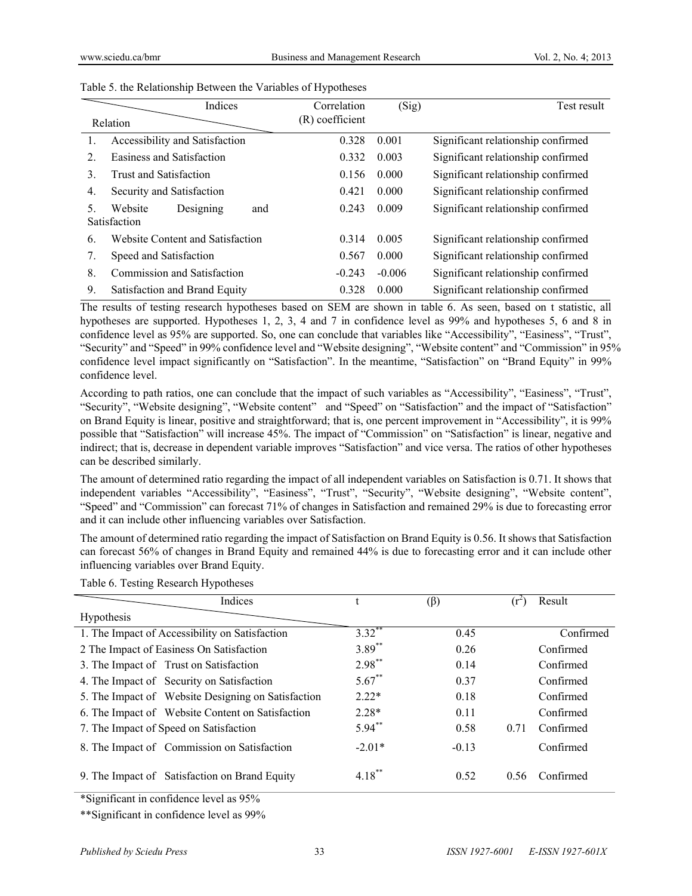Table 5. the Relationship Between the Variables of Hypotheses

| Relation | Correlation (R) coefficient | (Sig) | Test result |
|---|---|---|---|
| 1. Accessibility and Satisfaction | 0.328 | 0.001 | Significant relationship confirmed |
| 2. Easiness and Satisfaction | 0.332 | 0.003 | Significant relationship confirmed |
| 3. Trust and Satisfaction | 0.156 | 0.000 | Significant relationship confirmed |
| 4. Security and Satisfaction | 0.421 | 0.000 | Significant relationship confirmed |
| 5. Website Designing and Satisfaction | 0.243 | 0.009 | Significant relationship confirmed |
| 6. Website Content and Satisfaction | 0.314 | 0.005 | Significant relationship confirmed |
| 7. Speed and Satisfaction | 0.567 | 0.000 | Significant relationship confirmed |
| 8. Commission and Satisfaction | -0.243 | -0.006 | Significant relationship confirmed |
| 9. Satisfaction and Brand Equity | 0.328 | 0.000 | Significant relationship confirmed |

The results of testing research hypotheses based on SEM are shown in table 6. As seen, based on t statistic, all hypotheses are supported. Hypotheses 1, 2, 3, 4 and 7 in confidence level as 99% and hypotheses 5, 6 and 8 in confidence level as 95% are supported. So, one can conclude that variables like "Accessibility", "Easiness", "Trust", "Security" and "Speed" in 99% confidence level and "Website designing", "Website content" and "Commission" in 95% confidence level impact significantly on "Satisfaction". In the meantime, "Satisfaction" on "Brand Equity" in 99% confidence level.

According to path ratios, one can conclude that the impact of such variables as "Accessibility", "Easiness", "Trust", "Security", "Website designing", "Website content" and "Speed" on "Satisfaction" and the impact of "Satisfaction" on Brand Equity is linear, positive and straightforward; that is, one percent improvement in "Accessibility", it is 99% possible that "Satisfaction" will increase 45%. The impact of "Commission" on "Satisfaction" is linear, negative and indirect; that is, decrease in dependent variable improves "Satisfaction" and vice versa. The ratios of other hypotheses can be described similarly.

The amount of determined ratio regarding the impact of all independent variables on Satisfaction is 0.71. It shows that independent variables "Accessibility", "Easiness", "Trust", "Security", "Website designing", "Website content", "Speed" and "Commission" can forecast 71% of changes in Satisfaction and remained 29% is due to forecasting error and it can include other influencing variables over Satisfaction.

The amount of determined ratio regarding the impact of Satisfaction on Brand Equity is 0.56. It shows that Satisfaction can forecast 56% of changes in Brand Equity and remained 44% is due to forecasting error and it can include other influencing variables over Brand Equity.

Table 6. Testing Research Hypotheses

| Hypothesis | t | (β) | ($r^2$) | Result |
|---|---|---|---|---|
| 1. The Impact of Accessibility on Satisfaction | 3.32** | 0.45 | | Confirmed |
| 2 The Impact of Easiness On Satisfaction | 3.89** | 0.26 | | Confirmed |
| 3. The Impact of Trust on Satisfaction | 2.98** | 0.14 | | Confirmed |
| 4. The Impact of Security on Satisfaction | 5.67** | 0.37 | | Confirmed |
| 5. The Impact of Website Designing on Satisfaction | 2.22* | 0.18 | | Confirmed |
| 6. The Impact of Website Content on Satisfaction | 2.28* | 0.11 | | Confirmed |
| 7. The Impact of Speed on Satisfaction | 5.94** | 0.58 | 0.71 | Confirmed |
| 8. The Impact of Commission on Satisfaction | -2.01* | -0.13 | | Confirmed |
| 9. The Impact of Satisfaction on Brand Equity | 4.18** | 0.52 | 0.56 | Confirmed |

*Significant in confidence level as 95%

**Significant in confidence level as 99%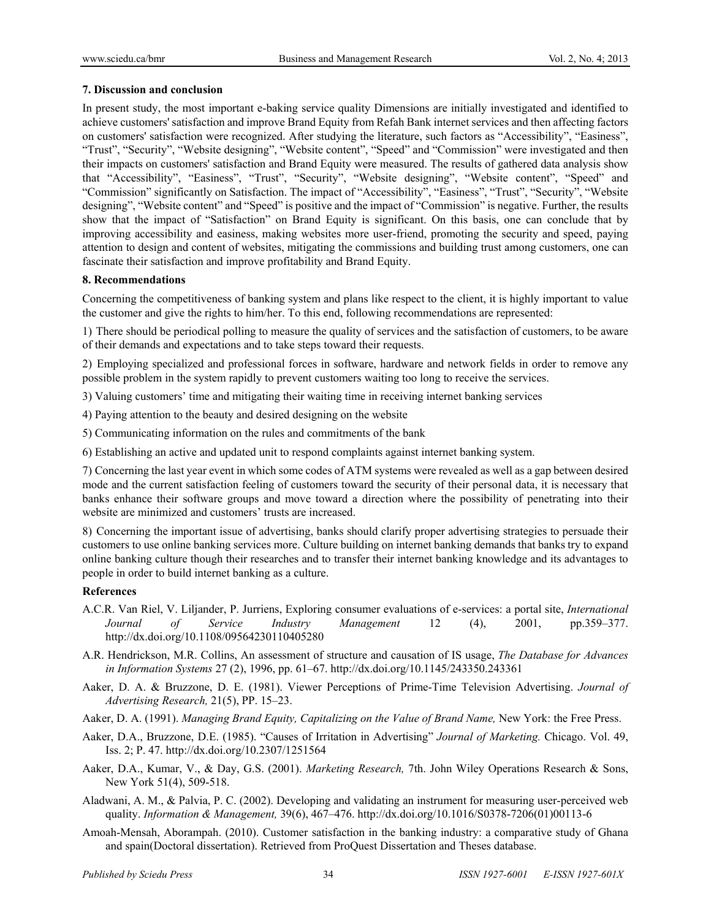## 7. Discussion and conclusion

In present study, the most important e-baking service quality Dimensions are initially investigated and identified to achieve customers' satisfaction and improve Brand Equity from Refah Bank internet services and then affecting factors on customers' satisfaction were recognized. After studying the literature, such factors as "Accessibility", "Easiness", "Trust", "Security", "Website designing", "Website content", "Speed" and "Commission" were investigated and then their impacts on customers' satisfaction and Brand Equity were measured. The results of gathered data analysis show that "Accessibility", "Easiness", "Trust", "Security", "Website designing", "Website content", "Speed" and "Commission" significantly on Satisfaction. The impact of "Accessibility", "Easiness", "Trust", "Security", "Website designing", "Website content" and "Speed" is positive and the impact of "Commission" is negative. Further, the results show that the impact of "Satisfaction" on Brand Equity is significant. On this basis, one can conclude that by improving accessibility and easiness, making websites more user-friend, promoting the security and speed, paying attention to design and content of websites, mitigating the commissions and building trust among customers, one can fascinate their satisfaction and improve profitability and Brand Equity.

## 8. Recommendations

Concerning the competitiveness of banking system and plans like respect to the client, it is highly important to value the customer and give the rights to him/her. To this end, following recommendations are represented:

1) There should be periodical polling to measure the quality of services and the satisfaction of customers, to be aware of their demands and expectations and to take steps toward their requests.

2) Employing specialized and professional forces in software, hardware and network fields in order to remove any possible problem in the system rapidly to prevent customers waiting too long to receive the services.

3) Valuing customers' time and mitigating their waiting time in receiving internet banking services

4) Paying attention to the beauty and desired designing on the website

5) Communicating information on the rules and commitments of the bank

6) Establishing an active and updated unit to respond complaints against internet banking system.

7) Concerning the last year event in which some codes of ATM systems were revealed as well as a gap between desired mode and the current satisfaction feeling of customers toward the security of their personal data, it is necessary that banks enhance their software groups and move toward a direction where the possibility of penetrating into their website are minimized and customers' trusts are increased.

8) Concerning the important issue of advertising, banks should clarify proper advertising strategies to persuade their customers to use online banking services more. Culture building on internet banking demands that banks try to expand online banking culture though their researches and to transfer their internet banking knowledge and its advantages to people in order to build internet banking as a culture.

## References

A.C.R. Van Riel, V. Liljander, P. Jurriens, Exploring consumer evaluations of e-services: a portal site, *International Journal of Service Industry Management* 12 (4), 2001, pp.359–377. http://dx.doi.org/10.1108/09564230110405280

A.R. Hendrickson, M.R. Collins, An assessment of structure and causation of IS usage, *The Database for Advances in Information Systems* 27 (2), 1996, pp. 61–67. http://dx.doi.org/10.1145/243350.243361

Aaker, D. A. & Bruzzone, D. E. (1981). Viewer Perceptions of Prime-Time Television Advertising. *Journal of Advertising Research,* 21(5), PP. 15–23.

Aaker, D. A. (1991). *Managing Brand Equity, Capitalizing on the Value of Brand Name,* New York: the Free Press.

Aaker, D.A., Bruzzone, D.E. (1985). "Causes of Irritation in Advertising" *Journal of Marketing.* Chicago. Vol. 49, Iss. 2; P. 47. http://dx.doi.org/10.2307/1251564

Aaker, D.A., Kumar, V., & Day, G.S. (2001). *Marketing Research,* 7th. John Wiley Operations Research & Sons, New York 51(4), 509-518.

Aladwani, A. M., & Palvia, P. C. (2002). Developing and validating an instrument for measuring user-perceived web quality. *Information & Management,* 39(6), 467–476. http://dx.doi.org/10.1016/S0378-7206(01)00113-6

Amoah-Mensah, Aborampah. (2010). Customer satisfaction in the banking industry: a comparative study of Ghana and spain(Doctoral dissertation). Retrieved from ProQuest Dissertation and Theses database.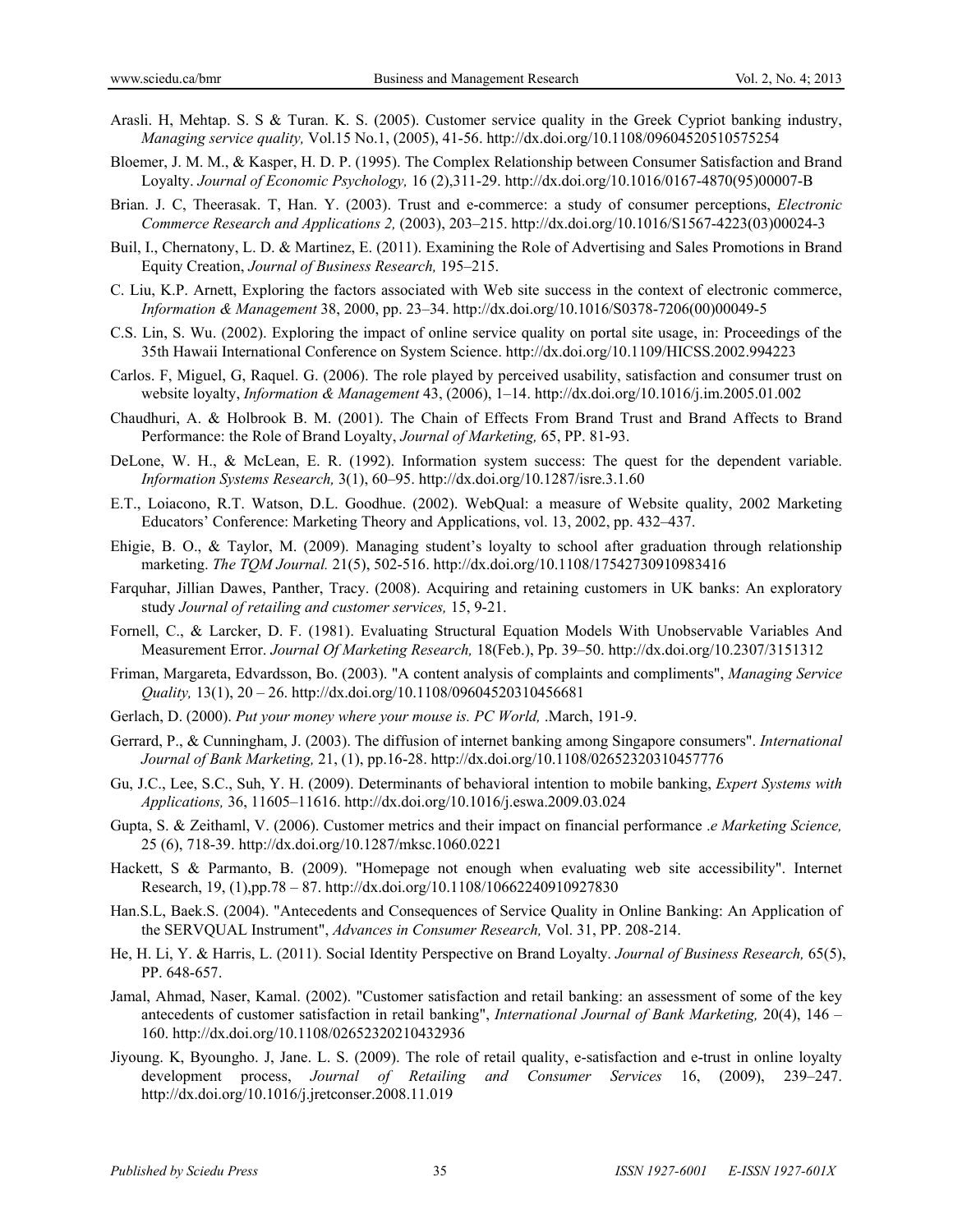Arasli. H, Mehtap. S. S & Turan. K. S. (2005). Customer service quality in the Greek Cypriot banking industry, *Managing service quality,* Vol.15 No.1, (2005), 41-56. http://dx.doi.org/10.1108/09604520510575254

Bloemer, J. M. M., & Kasper, H. D. P. (1995). The Complex Relationship between Consumer Satisfaction and Brand Loyalty. *Journal of Economic Psychology,* 16 (2),311-29. http://dx.doi.org/10.1016/0167-4870(95)00007-B

Brian. J. C, Theerasak. T, Han. Y. (2003). Trust and e-commerce: a study of consumer perceptions, *Electronic Commerce Research and Applications 2,* (2003), 203–215. http://dx.doi.org/10.1016/S1567-4223(03)00024-3

Buil, I., Chernatony, L. D. & Martinez, E. (2011). Examining the Role of Advertising and Sales Promotions in Brand Equity Creation, *Journal of Business Research,* 195–215.

C. Liu, K.P. Arnett, Exploring the factors associated with Web site success in the context of electronic commerce, *Information & Management* 38, 2000, pp. 23–34. http://dx.doi.org/10.1016/S0378-7206(00)00049-5

C.S. Lin, S. Wu. (2002). Exploring the impact of online service quality on portal site usage, in: Proceedings of the 35th Hawaii International Conference on System Science. http://dx.doi.org/10.1109/HICSS.2002.994223

Carlos. F, Miguel, G, Raquel. G. (2006). The role played by perceived usability, satisfaction and consumer trust on website loyalty, *Information & Management* 43, (2006), 1–14. http://dx.doi.org/10.1016/j.im.2005.01.002

Chaudhuri, A. & Holbrook B. M. (2001). The Chain of Effects From Brand Trust and Brand Affects to Brand Performance: the Role of Brand Loyalty, *Journal of Marketing,* 65, PP. 81-93.

DeLone, W. H., & McLean, E. R. (1992). Information system success: The quest for the dependent variable. *Information Systems Research,* 3(1), 60–95. http://dx.doi.org/10.1287/isre.3.1.60

E.T., Loiacono, R.T. Watson, D.L. Goodhue. (2002). WebQual: a measure of Website quality, 2002 Marketing Educators' Conference: Marketing Theory and Applications, vol. 13, 2002, pp. 432–437.

Ehigie, B. O., & Taylor, M. (2009). Managing student's loyalty to school after graduation through relationship marketing. *The TQM Journal.* 21(5), 502-516. http://dx.doi.org/10.1108/17542730910983416

Farquhar, Jillian Dawes, Panther, Tracy. (2008). Acquiring and retaining customers in UK banks: An exploratory study *Journal of retailing and customer services,* 15, 9-21.

Fornell, C., & Larcker, D. F. (1981). Evaluating Structural Equation Models With Unobservable Variables And Measurement Error. *Journal Of Marketing Research,* 18(Feb.), Pp. 39–50. http://dx.doi.org/10.2307/3151312

Friman, Margareta, Edvardsson, Bo. (2003). "A content analysis of complaints and compliments", *Managing Service Quality,* 13(1), 20 – 26. http://dx.doi.org/10.1108/09604520310456681

Gerlach, D. (2000). *Put your money where your mouse is. PC World,* .March, 191-9.

Gerrard, P., & Cunningham, J. (2003). The diffusion of internet banking among Singapore consumers". *International Journal of Bank Marketing,* 21, (1), pp.16-28. http://dx.doi.org/10.1108/02652320310457776

Gu, J.C., Lee, S.C., Suh, Y. H. (2009). Determinants of behavioral intention to mobile banking, *Expert Systems with Applications,* 36, 11605–11616. http://dx.doi.org/10.1016/j.eswa.2009.03.024

Gupta, S. & Zeithaml, V. (2006). Customer metrics and their impact on financial performance *.e Marketing Science,* 25 (6), 718-39. http://dx.doi.org/10.1287/mksc.1060.0221

Hackett, S & Parmanto, B. (2009). "Homepage not enough when evaluating web site accessibility". Internet Research, 19, (1),pp.78 – 87. http://dx.doi.org/10.1108/10662240910927830

Han.S.L, Baek.S. (2004). "Antecedents and Consequences of Service Quality in Online Banking: An Application of the SERVQUAL Instrument", *Advances in Consumer Research,* Vol. 31, PP. 208-214.

He, H. Li, Y. & Harris, L. (2011). Social Identity Perspective on Brand Loyalty. *Journal of Business Research,* 65(5), PP. 648-657.

Jamal, Ahmad, Naser, Kamal. (2002). "Customer satisfaction and retail banking: an assessment of some of the key antecedents of customer satisfaction in retail banking", *International Journal of Bank Marketing,* 20(4), 146 – 160. http://dx.doi.org/10.1108/02652320210432936

Jiyoung. K, Byoungho. J, Jane. L. S. (2009). The role of retail quality, e-satisfaction and e-trust in online loyalty development process, *Journal of Retailing and Consumer Services* 16, (2009), 239–247. http://dx.doi.org/10.1016/j.jretconser.2008.11.019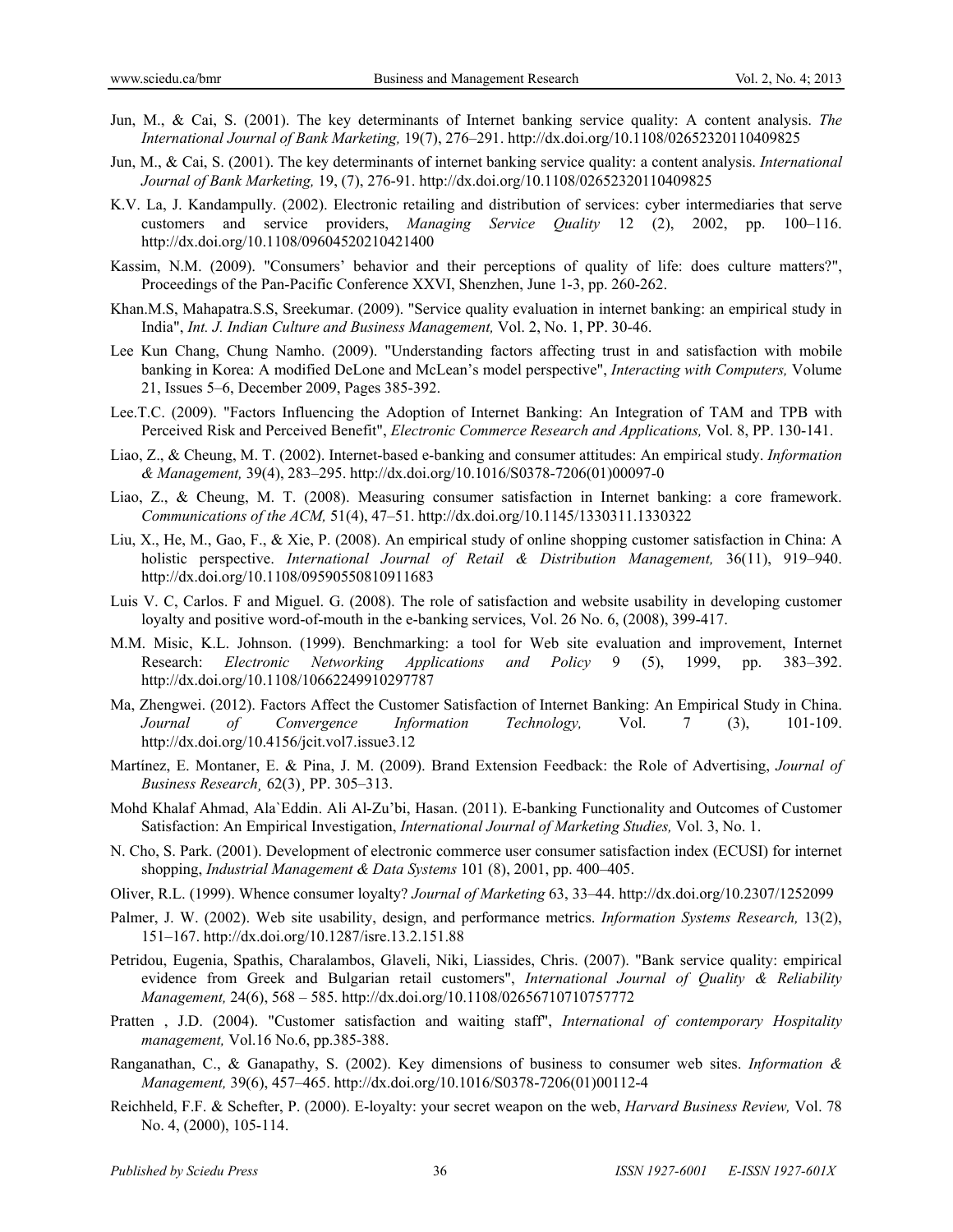Jun, M., & Cai, S. (2001). The key determinants of Internet banking service quality: A content analysis. *The International Journal of Bank Marketing,* 19(7), 276–291. http://dx.doi.org/10.1108/02652320110409825

Jun, M., & Cai, S. (2001). The key determinants of internet banking service quality: a content analysis. *International Journal of Bank Marketing,* 19, (7), 276-91. http://dx.doi.org/10.1108/02652320110409825

K.V. La, J. Kandampully. (2002). Electronic retailing and distribution of services: cyber intermediaries that serve customers and service providers, *Managing Service Quality* 12 (2), 2002, pp. 100–116. http://dx.doi.org/10.1108/09604520210421400

Kassim, N.M. (2009). "Consumers' behavior and their perceptions of quality of life: does culture matters?", Proceedings of the Pan-Pacific Conference XXVI, Shenzhen, June 1-3, pp. 260-262.

Khan.M.S, Mahapatra.S.S, Sreekumar. (2009). "Service quality evaluation in internet banking: an empirical study in India", *Int. J. Indian Culture and Business Management,* Vol. 2, No. 1, PP. 30-46.

Lee Kun Chang, Chung Namho. (2009). "Understanding factors affecting trust in and satisfaction with mobile banking in Korea: A modified DeLone and McLean's model perspective", *Interacting with Computers,* Volume 21, Issues 5–6, December 2009, Pages 385-392.

Lee.T.C. (2009). "Factors Influencing the Adoption of Internet Banking: An Integration of TAM and TPB with Perceived Risk and Perceived Benefit", *Electronic Commerce Research and Applications,* Vol. 8, PP. 130-141.

Liao, Z., & Cheung, M. T. (2002). Internet-based e-banking and consumer attitudes: An empirical study. *Information & Management,* 39(4), 283–295. http://dx.doi.org/10.1016/S0378-7206(01)00097-0

Liao, Z., & Cheung, M. T. (2008). Measuring consumer satisfaction in Internet banking: a core framework. *Communications of the ACM,* 51(4), 47–51. http://dx.doi.org/10.1145/1330311.1330322

Liu, X., He, M., Gao, F., & Xie, P. (2008). An empirical study of online shopping customer satisfaction in China: A holistic perspective. *International Journal of Retail & Distribution Management,* 36(11), 919–940. http://dx.doi.org/10.1108/09590550810911683

Luis V. C, Carlos. F and Miguel. G. (2008). The role of satisfaction and website usability in developing customer loyalty and positive word-of-mouth in the e-banking services, Vol. 26 No. 6, (2008), 399-417.

M.M. Misic, K.L. Johnson. (1999). Benchmarking: a tool for Web site evaluation and improvement, Internet Research: *Electronic Networking Applications and Policy* 9 (5), 1999, pp. 383–392. http://dx.doi.org/10.1108/10662249910297787

Ma, Zhengwei. (2012). Factors Affect the Customer Satisfaction of Internet Banking: An Empirical Study in China. *Journal of Convergence Information Technology,* Vol. 7 (3), 101-109. http://dx.doi.org/10.4156/jcit.vol7.issue3.12

Martínez, E. Montaner, E. & Pina, J. M. (2009). Brand Extension Feedback: the Role of Advertising, *Journal of Business Research¸* 62(3)¸ PP. 305–313.

Mohd Khalaf Ahmad, Ala`Eddin. Ali Al-Zu'bi, Hasan. (2011). E-banking Functionality and Outcomes of Customer Satisfaction: An Empirical Investigation, *International Journal of Marketing Studies,* Vol. 3, No. 1.

N. Cho, S. Park. (2001). Development of electronic commerce user consumer satisfaction index (ECUSI) for internet shopping, *Industrial Management & Data Systems* 101 (8), 2001, pp. 400–405.

Oliver, R.L. (1999). Whence consumer loyalty? *Journal of Marketing* 63, 33–44. http://dx.doi.org/10.2307/1252099

Palmer, J. W. (2002). Web site usability, design, and performance metrics. *Information Systems Research,* 13(2), 151–167. http://dx.doi.org/10.1287/isre.13.2.151.88

Petridou, Eugenia, Spathis, Charalambos, Glaveli, Niki, Liassides, Chris. (2007). "Bank service quality: empirical evidence from Greek and Bulgarian retail customers", *International Journal of Quality & Reliability Management,* 24(6), 568 – 585. http://dx.doi.org/10.1108/02656710710757772

Pratten , J.D. (2004). "Customer satisfaction and waiting staff", *International of contemporary Hospitality management,* Vol.16 No.6, pp.385-388.

Ranganathan, C., & Ganapathy, S. (2002). Key dimensions of business to consumer web sites. *Information & Management,* 39(6), 457–465. http://dx.doi.org/10.1016/S0378-7206(01)00112-4

Reichheld, F.F. & Schefter, P. (2000). E-loyalty: your secret weapon on the web, *Harvard Business Review,* Vol. 78 No. 4, (2000), 105-114.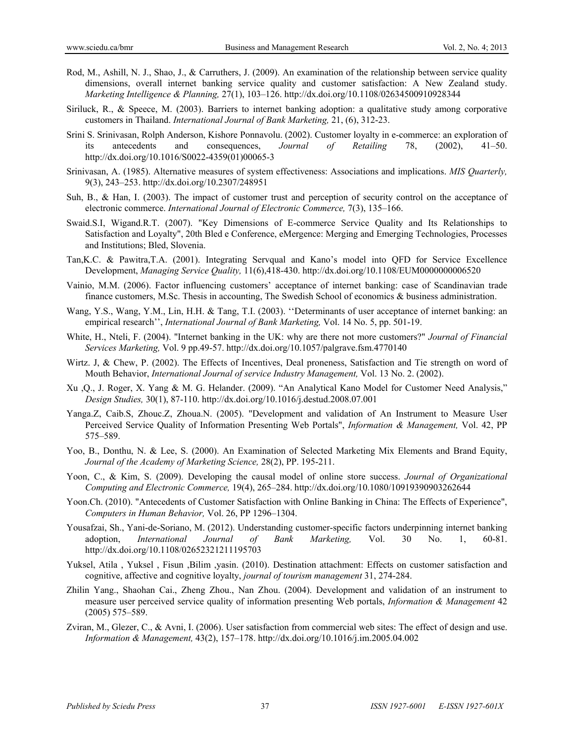Rod, M., Ashill, N. J., Shao, J., & Carruthers, J. (2009). An examination of the relationship between service quality dimensions, overall internet banking service quality and customer satisfaction: A New Zealand study. *Marketing Intelligence & Planning,* 27(1), 103–126. http://dx.doi.org/10.1108/02634500910928344

Siriluck, R., & Speece, M. (2003). Barriers to internet banking adoption: a qualitative study among corporative customers in Thailand. *International Journal of Bank Marketing,* 21, (6), 312-23.

Srini S. Srinivasan, Rolph Anderson, Kishore Ponnavolu. (2002). Customer loyalty in e-commerce: an exploration of its antecedents and consequences, *Journal of Retailing* 78, (2002), 41–50. http://dx.doi.org/10.1016/S0022-4359(01)00065-3

Srinivasan, A. (1985). Alternative measures of system effectiveness: Associations and implications. *MIS Quarterly,* 9(3), 243–253. http://dx.doi.org/10.2307/248951

Suh, B., & Han, I. (2003). The impact of customer trust and perception of security control on the acceptance of electronic commerce. *International Journal of Electronic Commerce,* 7(3), 135–166.

Swaid.S.I, Wigand.R.T. (2007). "Key Dimensions of E-commerce Service Quality and Its Relationships to Satisfaction and Loyalty", 20th Bled e Conference, eMergence: Merging and Emerging Technologies, Processes and Institutions; Bled, Slovenia.

Tan,K.C. & Pawitra,T.A. (2001). Integrating Servqual and Kano's model into QFD for Service Excellence Development, *Managing Service Quality,* 11(6),418-430. http://dx.doi.org/10.1108/EUM0000000006520

Vainio, M.M. (2006). Factor influencing customers' acceptance of internet banking: case of Scandinavian trade finance customers, M.Sc. Thesis in accounting, The Swedish School of economics & business administration.

Wang, Y.S., Wang, Y.M., Lin, H.H. & Tang, T.I. (2003). ''Determinants of user acceptance of internet banking: an empirical research'', *International Journal of Bank Marketing,* Vol. 14 No. 5, pp. 501-19.

White, H., Nteli, F. (2004). "Internet banking in the UK: why are there not more customers?" *Journal of Financial Services Marketing,* Vol. 9 pp.49-57. http://dx.doi.org/10.1057/palgrave.fsm.4770140

Wirtz. J, & Chew, P. (2002). The Effects of Incentives, Deal proneness, Satisfaction and Tie strength on word of Mouth Behavior, *International Journal of service Industry Management,* Vol. 13 No. 2. (2002).

Xu ,Q., J. Roger, X. Yang & M. G. Helander. (2009). "An Analytical Kano Model for Customer Need Analysis," *Design Studies,* 30(1), 87-110. http://dx.doi.org/10.1016/j.destud.2008.07.001

Yanga.Z, Caib.S, Zhouc.Z, Zhoua.N. (2005). "Development and validation of An Instrument to Measure User Perceived Service Quality of Information Presenting Web Portals", *Information & Management,* Vol. 42, PP 575–589.

Yoo, B., Donthu, N. & Lee, S. (2000). An Examination of Selected Marketing Mix Elements and Brand Equity, *Journal of the Academy of Marketing Science,* 28(2), PP. 195-211.

Yoon, C., & Kim, S. (2009). Developing the causal model of online store success. *Journal of Organizational Computing and Electronic Commerce,* 19(4), 265–284. http://dx.doi.org/10.1080/10919390903262644

Yoon.Ch. (2010). "Antecedents of Customer Satisfaction with Online Banking in China: The Effects of Experience", *Computers in Human Behavior,* Vol. 26, PP 1296–1304.

Yousafzai, Sh., Yani-de-Soriano, M. (2012). Understanding customer-specific factors underpinning internet banking adoption, *International Journal of Bank Marketing,* Vol. 30 No. 1, 60-81. http://dx.doi.org/10.1108/02652321211195703

Yuksel, Atila , Yuksel , Fisun ,Bilim ,yasin. (2010). Destination attachment: Effects on customer satisfaction and cognitive, affective and cognitive loyalty, *journal of tourism management* 31, 274-284.

Zhilin Yang., Shaohan Cai., Zheng Zhou., Nan Zhou. (2004). Development and validation of an instrument to measure user perceived service quality of information presenting Web portals, *Information & Management* 42 (2005) 575–589.

Zviran, M., Glezer, C., & Avni, I. (2006). User satisfaction from commercial web sites: The effect of design and use. *Information & Management,* 43(2), 157–178. http://dx.doi.org/10.1016/j.im.2005.04.002